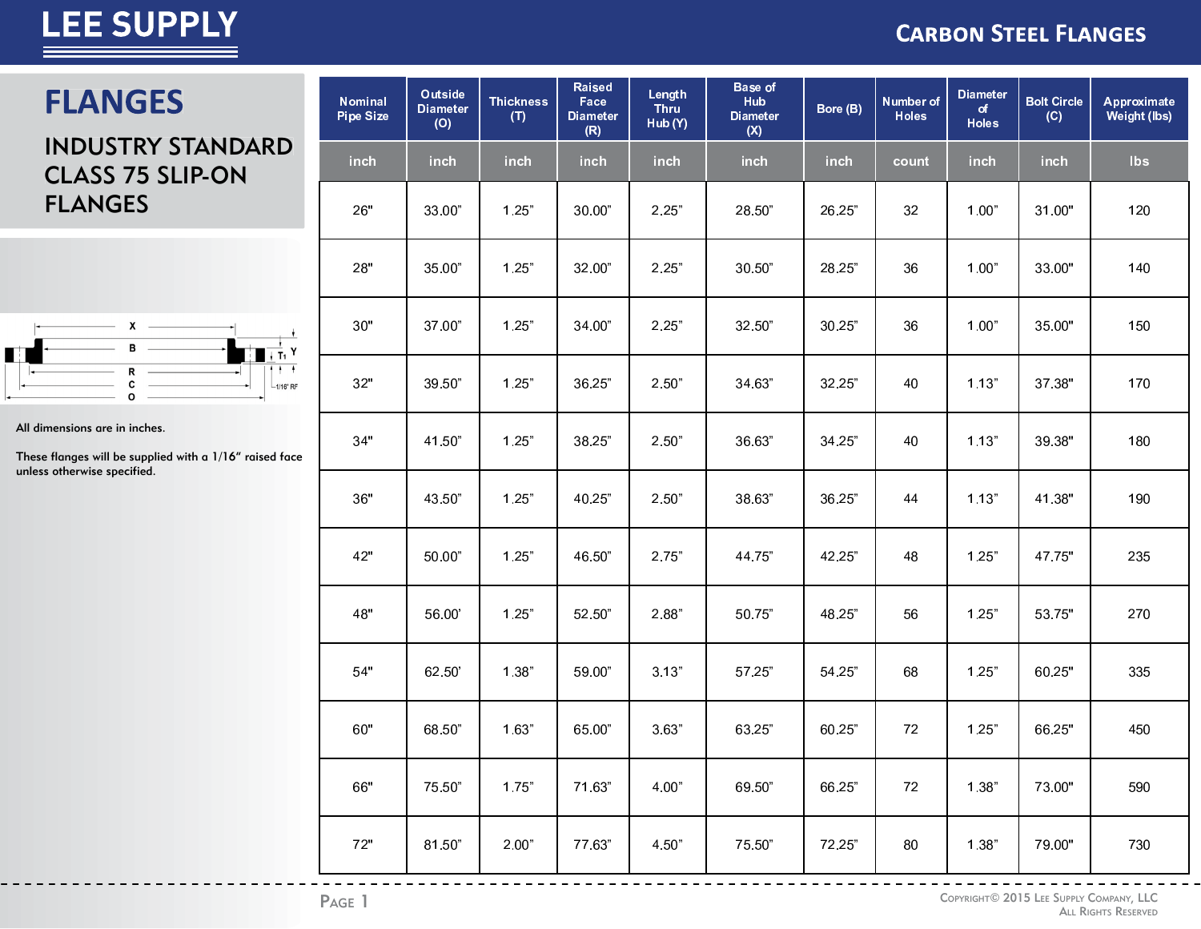# LEE SUPPLY

## CARBON STEEL FLANGES

# FLANGES

## INDUSTRY STANDARD CLASS 75 SLIP-ON FLANGES

All dimensions are in inches.

These flanges will be supplied with a 1/16" raised face unless otherwise specified.

| Nominal Pipe Size | Outside Diameter (O) | Thickness (T) | Raised Face Diameter (R) | Length Thru Hub (Y) | Base of Hub Diameter (X) | Bore (B) | Number of Holes | Diameter of Holes | Bolt Circle (C) | Approximate Weight (lbs) |
|---|---|---|---|---|---|---|---|---|---|---|
| inch | inch | inch | inch | inch | inch | inch | count | inch | inch | lbs |
| 26" | 33.00" | 1.25" | 30.00" | 2.25" | 28.50" | 26.25" | 32 | 1.00" | 31.00" | 120 |
| 28" | 35.00" | 1.25" | 32.00" | 2.25" | 30.50" | 28.25" | 36 | 1.00" | 33.00" | 140 |
| 30" | 37.00" | 1.25" | 34.00" | 2.25" | 32.50" | 30.25" | 36 | 1.00" | 35.00" | 150 |
| 32" | 39.50" | 1.25" | 36.25" | 2.50" | 34.63" | 32.25" | 40 | 1.13" | 37.38" | 170 |
| 34" | 41.50" | 1.25" | 38.25" | 2.50" | 36.63" | 34.25" | 40 | 1.13" | 39.38" | 180 |
| 36" | 43.50" | 1.25" | 40.25" | 2.50" | 38.63" | 36.25" | 44 | 1.13" | 41.38" | 190 |
| 42" | 50.00" | 1.25" | 46.50" | 2.75" | 44.75" | 42.25" | 48 | 1.25" | 47.75" | 235 |
| 48" | 56.00' | 1.25" | 52.50" | 2.88" | 50.75" | 48.25" | 56 | 1.25" | 53.75" | 270 |
| 54" | 62.50' | 1.38" | 59.00" | 3.13" | 57.25" | 54.25" | 68 | 1.25" | 60.25" | 335 |
| 60" | 68.50" | 1.63" | 65.00" | 3.63" | 63.25" | 60.25" | 72 | 1.25" | 66.25" | 450 |
| 66" | 75.50" | 1.75" | 71.63" | 4.00" | 69.50" | 66.25" | 72 | 1.38" | 73.00" | 590 |
| 72" | 81.50" | 2.00" | 77.63" | 4.50" | 75.50" | 72.25" | 80 | 1.38" | 79.00" | 730 |

Copyright© 2015 Lee Supply Company, LLC
All Rights Reserved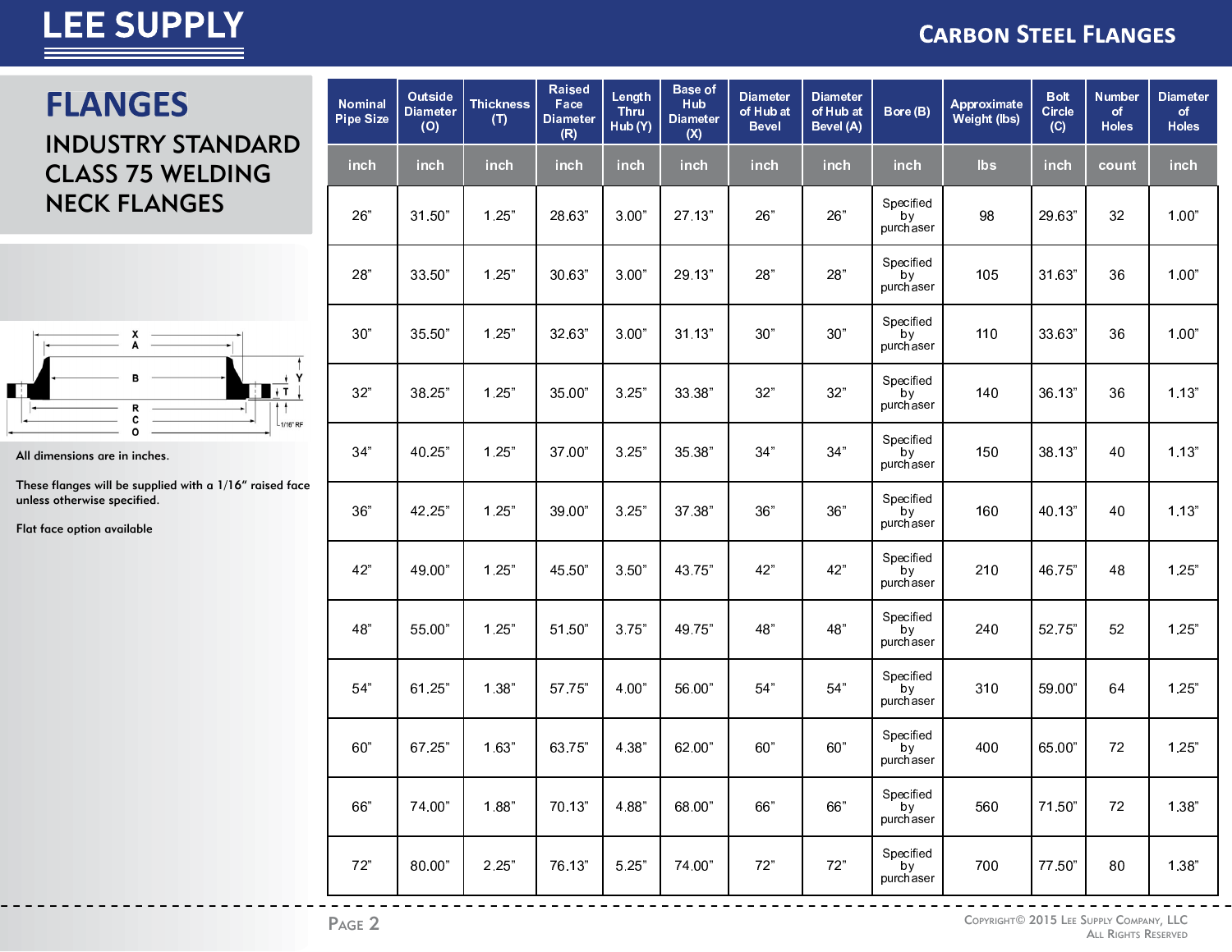# FLANGES

## INDUSTRY STANDARD CLASS 75 WELDING NECK FLANGES

All dimensions are in inches.

These flanges will be supplied with a 1/16" raised face unless otherwise specified.

Flat face option available

| Nominal Pipe Size | Outside Diameter (O) | Thickness (T) | Raised Face Diameter (R) | Length Thru Hub (Y) | Base of Hub Diameter (X) | Diameter of Hub at Bevel | Diameter of Hub at Bevel (A) | Bore (B) | Approximate Weight (lbs) | Bolt Circle (C) | Number of Holes | Diameter of Holes |
|---|---|---|---|---|---|---|---|---|---|---|---|---|
| inch | inch | inch | inch | inch | inch | inch | inch | inch | lbs | inch | count | inch |
| 26" | 31.50" | 1.25" | 28.63" | 3.00" | 27.13" | 26" | 26" | Specified by purchaser | 98 | 29.63" | 32 | 1.00" |
| 28" | 33.50" | 1.25" | 30.63" | 3.00" | 29.13" | 28" | 28" | Specified by purchaser | 105 | 31.63" | 36 | 1.00" |
| 30" | 35.50" | 1.25" | 32.63" | 3.00" | 31.13" | 30" | 30" | Specified by purchaser | 110 | 33.63" | 36 | 1.00" |
| 32" | 38.25" | 1.25" | 35.00" | 3.25" | 33.38" | 32" | 32" | Specified by purchaser | 140 | 36.13" | 36 | 1.13" |
| 34" | 40.25" | 1.25" | 37.00" | 3.25" | 35.38" | 34" | 34" | Specified by purchaser | 150 | 38.13" | 40 | 1.13" |
| 36" | 42.25" | 1.25" | 39.00" | 3.25" | 37.38" | 36" | 36" | Specified by purchaser | 160 | 40.13" | 40 | 1.13" |
| 42" | 49.00" | 1.25" | 45.50" | 3.50" | 43.75" | 42" | 42" | Specified by purchaser | 210 | 46.75" | 48 | 1.25" |
| 48" | 55.00" | 1.25" | 51.50" | 3.75" | 49.75" | 48" | 48" | Specified by purchaser | 240 | 52.75" | 52 | 1.25" |
| 54" | 61.25" | 1.38" | 57.75" | 4.00" | 56.00" | 54" | 54" | Specified by purchaser | 310 | 59.00" | 64 | 1.25" |
| 60" | 67.25" | 1.63" | 63.75" | 4.38" | 62.00" | 60" | 60" | Specified by purchaser | 400 | 65.00" | 72 | 1.25" |
| 66" | 74.00" | 1.88" | 70.13" | 4.88" | 68.00" | 66" | 66" | Specified by purchaser | 560 | 71.50" | 72 | 1.38" |
| 72" | 80.00" | 2.25" | 76.13" | 5.25" | 74.00" | 72" | 72" | Specified by purchaser | 700 | 77.50" | 80 | 1.38" |

Copyright© 2015 Lee Supply Company, LLC
All Rights Reserved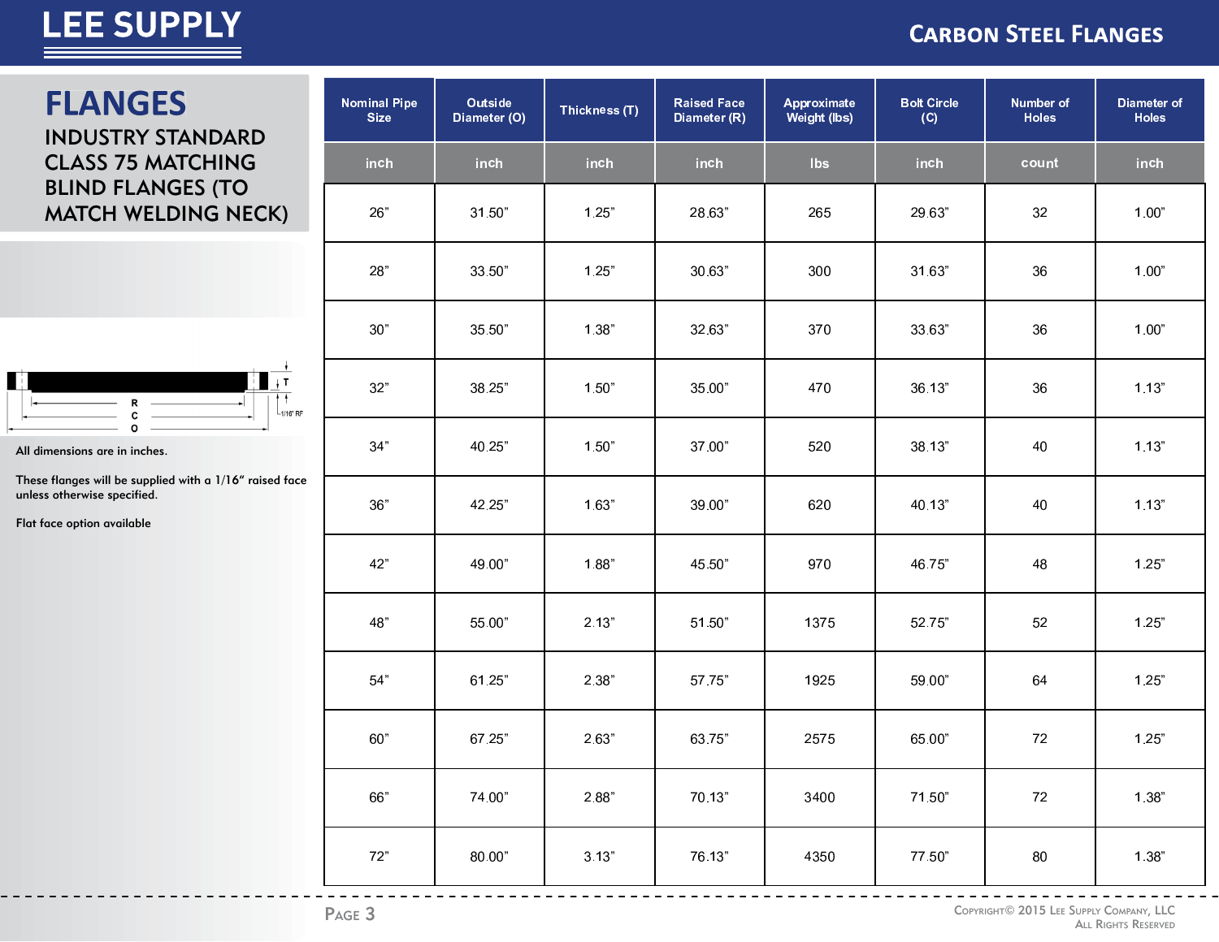# FLANGES

## INDUSTRY STANDARD CLASS 75 MATCHING BLIND FLANGES (TO MATCH WELDING NECK)

All dimensions are in inches.

These flanges will be supplied with a 1/16" raised face unless otherwise specified.

Flat face option available

| Nominal Pipe Size | Outside Diameter (O) | Thickness (T) | Raised Face Diameter (R) | Approximate Weight (lbs) | Bolt Circle (C) | Number of Holes | Diameter of Holes |
|---|---|---|---|---|---|---|---|
| inch | inch | inch | inch | lbs | inch | count | inch |
| 26" | 31.50" | 1.25" | 28.63" | 265 | 29.63" | 32 | 1.00" |
| 28" | 33.50" | 1.25" | 30.63" | 300 | 31.63" | 36 | 1.00" |
| 30" | 35.50" | 1.38" | 32.63" | 370 | 33.63" | 36 | 1.00" |
| 32" | 38.25" | 1.50" | 35.00" | 470 | 36.13" | 36 | 1.13" |
| 34" | 40.25" | 1.50" | 37.00" | 520 | 38.13" | 40 | 1.13" |
| 36" | 42.25" | 1.63" | 39.00" | 620 | 40.13" | 40 | 1.13" |
| 42" | 49.00" | 1.88" | 45.50" | 970 | 46.75" | 48 | 1.25" |
| 48" | 55.00" | 2.13" | 51.50" | 1375 | 52.75" | 52 | 1.25" |
| 54" | 61.25" | 2.38" | 57.75" | 1925 | 59.00" | 64 | 1.25" |
| 60" | 67.25" | 2.63" | 63.75" | 2575 | 65.00" | 72 | 1.25" |
| 66" | 74.00" | 2.88" | 70.13" | 3400 | 71.50" | 72 | 1.38" |
| 72" | 80.00" | 3.13" | 76.13" | 4350 | 77.50" | 80 | 1.38" |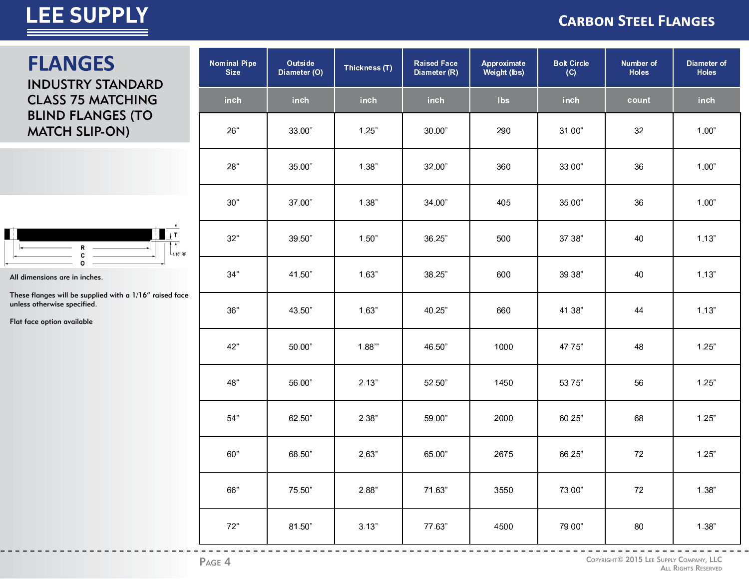# FLANGES

## INDUSTRY STANDARD CLASS 75 MATCHING BLIND FLANGES (TO MATCH SLIP-ON)

All dimensions are in inches.

These flanges will be supplied with a 1/16" raised face unless otherwise specified.

Flat face option available

| Nominal Pipe Size | Outside Diameter (O) | Thickness (T) | Raised Face Diameter (R) | Approximate Weight (lbs) | Bolt Circle (C) | Number of Holes | Diameter of Holes |
|---|---|---|---|---|---|---|---|
| inch | inch | inch | inch | lbs | inch | count | inch |
| 26" | 33.00" | 1.25" | 30.00" | 290 | 31.00" | 32 | 1.00" |
| 28" | 35.00" | 1.38" | 32.00" | 360 | 33.00" | 36 | 1.00" |
| 30" | 37.00" | 1.38" | 34.00" | 405 | 35.00" | 36 | 1.00" |
| 32" | 39.50" | 1.50" | 36.25" | 500 | 37.38" | 40 | 1.13" |
| 34" | 41.50" | 1.63" | 38.25" | 600 | 39.38" | 40 | 1.13" |
| 36" | 43.50" | 1.63" | 40.25" | 660 | 41.38" | 44 | 1.13" |
| 42" | 50.00" | 1.88"" | 46.50" | 1000 | 47.75" | 48 | 1.25" |
| 48" | 56.00" | 2.13" | 52.50" | 1450 | 53.75" | 56 | 1.25" |
| 54" | 62.50" | 2.38" | 59.00" | 2000 | 60.25" | 68 | 1.25" |
| 60" | 68.50" | 2.63" | 65.00" | 2675 | 66.25" | 72 | 1.25" |
| 66" | 75.50" | 2.88" | 71.63" | 3550 | 73.00" | 72 | 1.38" |
| 72" | 81.50" | 3.13" | 77.63" | 4500 | 79.00" | 80 | 1.38" |